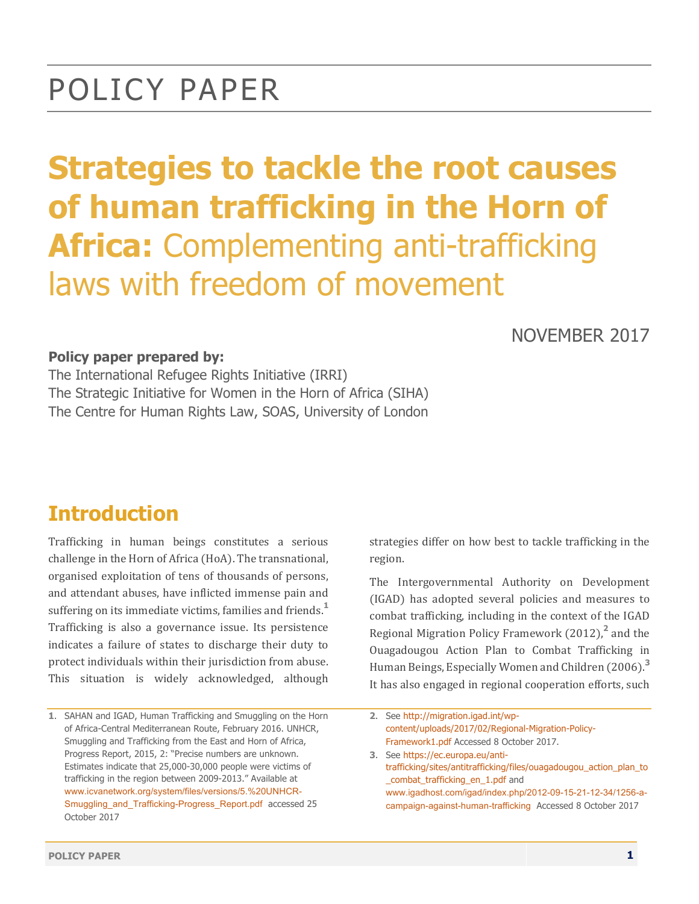# POLICY PAPER

# Strategies to tackle the root causes of human trafficking in the Horn of Africa: Complementing anti-trafficking laws with freedom of movement

NOVEMBER 2017

**Policy paper prepared by:**

The International Refugee Rights Initiative (IRRI)
The Strategic Initiative for Women in the Horn of Africa (SIHA)
The Centre for Human Rights Law, SOAS, University of London

## Introduction

Trafficking in human beings constitutes a serious challenge in the Horn of Africa (HoA). The transnational, organised exploitation of tens of thousands of persons, and attendant abuses, have inflicted immense pain and suffering on its immediate victims, families and friends.[1] Trafficking is also a governance issue. Its persistence indicates a failure of states to discharge their duty to protect individuals within their jurisdiction from abuse. This situation is widely acknowledged, although strategies differ on how best to tackle trafficking in the region.

The Intergovernmental Authority on Development (IGAD) has adopted several policies and measures to combat trafficking, including in the context of the IGAD Regional Migration Policy Framework (2012),[2] and the Ouagadougou Action Plan to Combat Trafficking in Human Beings, Especially Women and Children (2006).[3] It has also engaged in regional cooperation efforts, such

---

1. SAHAN and IGAD, Human Trafficking and Smuggling on the Horn of Africa-Central Mediterranean Route, February 2016. UNHCR, Smuggling and Trafficking from the East and Horn of Africa, Progress Report, 2015, 2: "Precise numbers are unknown. Estimates indicate that 25,000-30,000 people were victims of trafficking in the region between 2009-2013." Available at www.icvanetwork.org/system/files/versions/5.%20UNHCR-Smuggling_and_Trafficking-Progress_Report.pdf accessed 25 October 2017

2. See http://migration.igad.int/wp-content/uploads/2017/02/Regional-Migration-Policy-Framework1.pdf Accessed 8 October 2017.

3. See https://ec.europa.eu/anti-trafficking/sites/antitrafficking/files/ouagadougou_action_plan_to_combat_trafficking_en_1.pdf and www.igadhost.com/igad/index.php/2012-09-15-21-12-34/1256-a-campaign-against-human-trafficking Accessed 8 October 2017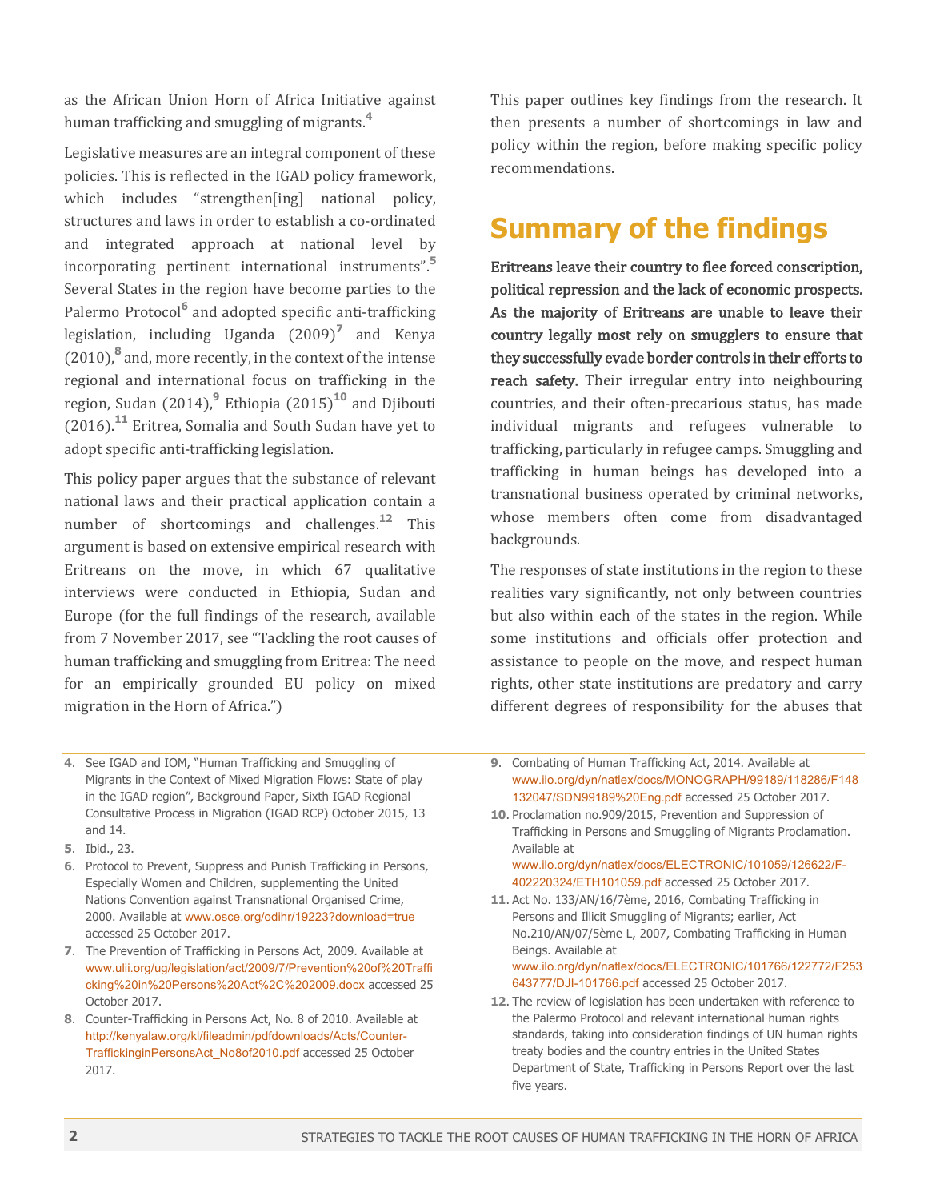as the African Union Horn of Africa Initiative against human trafficking and smuggling of migrants.[4]

Legislative measures are an integral component of these policies. This is reflected in the IGAD policy framework, which includes "strengthen[ing] national policy, structures and laws in order to establish a co-ordinated and integrated approach at national level by incorporating pertinent international instruments".[5] Several States in the region have become parties to the Palermo Protocol[6] and adopted specific anti-trafficking legislation, including Uganda (2009)[7] and Kenya (2010),[8] and, more recently, in the context of the intense regional and international focus on trafficking in the region, Sudan (2014),[9] Ethiopia (2015)[10] and Djibouti (2016).[11] Eritrea, Somalia and South Sudan have yet to adopt specific anti-trafficking legislation.

This policy paper argues that the substance of relevant national laws and their practical application contain a number of shortcomings and challenges.[12] This argument is based on extensive empirical research with Eritreans on the move, in which 67 qualitative interviews were conducted in Ethiopia, Sudan and Europe (for the full findings of the research, available from 7 November 2017, see "Tackling the root causes of human trafficking and smuggling from Eritrea: The need for an empirically grounded EU policy on mixed migration in the Horn of Africa.")

This paper outlines key findings from the research. It then presents a number of shortcomings in law and policy within the region, before making specific policy recommendations.

## Summary of the findings

**Eritreans leave their country to flee forced conscription, political repression and the lack of economic prospects. As the majority of Eritreans are unable to leave their country legally most rely on smugglers to ensure that they successfully evade border controls in their efforts to reach safety.** Their irregular entry into neighbouring countries, and their often-precarious status, has made individual migrants and refugees vulnerable to trafficking, particularly in refugee camps. Smuggling and trafficking in human beings has developed into a transnational business operated by criminal networks, whose members often come from disadvantaged backgrounds.

The responses of state institutions in the region to these realities vary significantly, not only between countries but also within each of the states in the region. While some institutions and officials offer protection and assistance to people on the move, and respect human rights, other state institutions are predatory and carry different degrees of responsibility for the abuses that

---

4. See IGAD and IOM, "Human Trafficking and Smuggling of Migrants in the Context of Mixed Migration Flows: State of play in the IGAD region", Background Paper, Sixth IGAD Regional Consultative Process in Migration (IGAD RCP) October 2015, 13 and 14.
5. Ibid., 23.
6. Protocol to Prevent, Suppress and Punish Trafficking in Persons, Especially Women and Children, supplementing the United Nations Convention against Transnational Organised Crime, 2000. Available at www.osce.org/odihr/19223?download=true accessed 25 October 2017.
7. The Prevention of Trafficking in Persons Act, 2009. Available at www.ulii.org/ug/legislation/act/2009/7/Prevention%20of%20Trafficking%20in%20Persons%20Act%2C%202009.docx accessed 25 October 2017.
8. Counter-Trafficking in Persons Act, No. 8 of 2010. Available at http://kenyalaw.org/kl/fileadmin/pdfdownloads/Acts/Counter-TraffickinginPersonsAct_No8of2010.pdf accessed 25 October 2017.
9. Combating of Human Trafficking Act, 2014. Available at www.ilo.org/dyn/natlex/docs/MONOGRAPH/99189/118286/F148132047/SDN99189%20Eng.pdf accessed 25 October 2017.
10. Proclamation no.909/2015, Prevention and Suppression of Trafficking in Persons and Smuggling of Migrants Proclamation. Available at www.ilo.org/dyn/natlex/docs/ELECTRONIC/101059/126622/F-402220324/ETH101059.pdf accessed 25 October 2017.
11. Act No. 133/AN/16/7ème, 2016, Combating Trafficking in Persons and Illicit Smuggling of Migrants; earlier, Act No.210/AN/07/5ème L, 2007, Combating Trafficking in Human Beings. Available at www.ilo.org/dyn/natlex/docs/ELECTRONIC/101766/122772/F253643777/DJI-101766.pdf accessed 25 October 2017.
12. The review of legislation has been undertaken with reference to the Palermo Protocol and relevant international human rights standards, taking into consideration findings of UN human rights treaty bodies and the country entries in the United States Department of State, Trafficking in Persons Report over the last five years.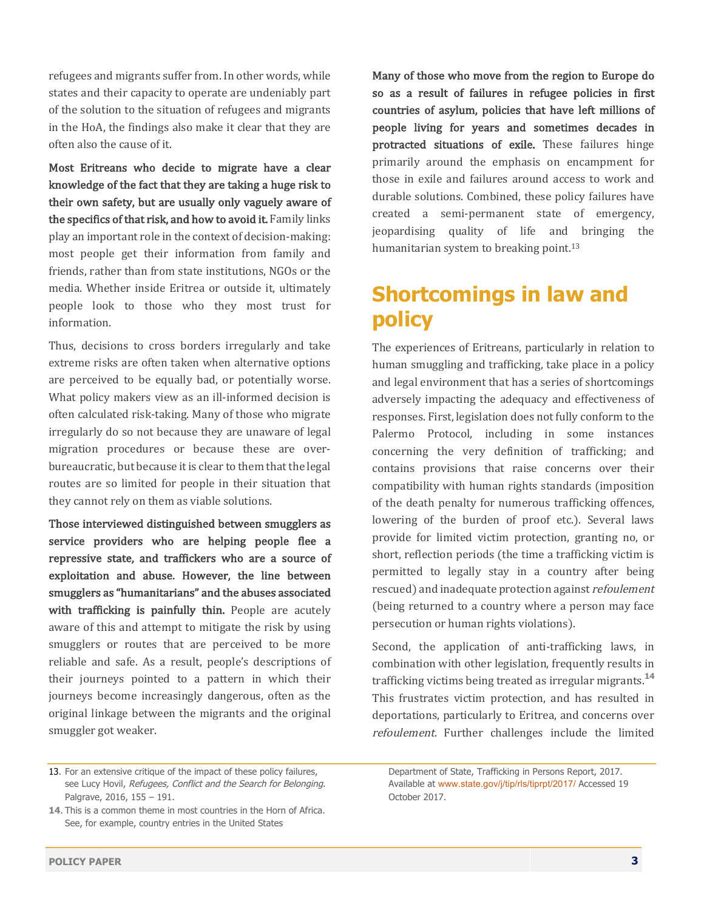refugees and migrants suffer from. In other words, while states and their capacity to operate are undeniably part of the solution to the situation of refugees and migrants in the HoA, the findings also make it clear that they are often also the cause of it.

**Most Eritreans who decide to migrate have a clear knowledge of the fact that they are taking a huge risk to their own safety, but are usually only vaguely aware of the specifics of that risk, and how to avoid it.** Family links play an important role in the context of decision-making: most people get their information from family and friends, rather than from state institutions, NGOs or the media. Whether inside Eritrea or outside it, ultimately people look to those who they most trust for information.

Thus, decisions to cross borders irregularly and take extreme risks are often taken when alternative options are perceived to be equally bad, or potentially worse. What policy makers view as an ill-informed decision is often calculated risk-taking. Many of those who migrate irregularly do so not because they are unaware of legal migration procedures or because these are over-bureaucratic, but because it is clear to them that the legal routes are so limited for people in their situation that they cannot rely on them as viable solutions.

**Those interviewed distinguished between smugglers as service providers who are helping people flee a repressive state, and traffickers who are a source of exploitation and abuse. However, the line between smugglers as "humanitarians" and the abuses associated with trafficking is painfully thin.** People are acutely aware of this and attempt to mitigate the risk by using smugglers or routes that are perceived to be more reliable and safe. As a result, people's descriptions of their journeys pointed to a pattern in which their journeys become increasingly dangerous, often as the original linkage between the migrants and the original smuggler got weaker.

**Many of those who move from the region to Europe do so as a result of failures in refugee policies in first countries of asylum, policies that have left millions of people living for years and sometimes decades in protracted situations of exile.** These failures hinge primarily around the emphasis on encampment for those in exile and failures around access to work and durable solutions. Combined, these policy failures have created a semi-permanent state of emergency, jeopardising quality of life and bringing the humanitarian system to breaking point.[13]

## Shortcomings in law and policy

The experiences of Eritreans, particularly in relation to human smuggling and trafficking, take place in a policy and legal environment that has a series of shortcomings adversely impacting the adequacy and effectiveness of responses. First, legislation does not fully conform to the Palermo Protocol, including in some instances concerning the very definition of trafficking; and contains provisions that raise concerns over their compatibility with human rights standards (imposition of the death penalty for numerous trafficking offences, lowering of the burden of proof etc.). Several laws provide for limited victim protection, granting no, or short, reflection periods (the time a trafficking victim is permitted to legally stay in a country after being rescued) and inadequate protection against *refoulement* (being returned to a country where a person may face persecution or human rights violations).

Second, the application of anti-trafficking laws, in combination with other legislation, frequently results in trafficking victims being treated as irregular migrants.[14] This frustrates victim protection, and has resulted in deportations, particularly to Eritrea, and concerns over *refoulement*. Further challenges include the limited

---

13. For an extensive critique of the impact of these policy failures, see Lucy Hovil, *Refugees, Conflict and the Search for Belonging.* Palgrave, 2016, 155 – 191.

14. This is a common theme in most countries in the Horn of Africa. See, for example, country entries in the United States Department of State, Trafficking in Persons Report, 2017. Available at www.state.gov/j/tip/rls/tiprpt/2017/ Accessed 19 October 2017.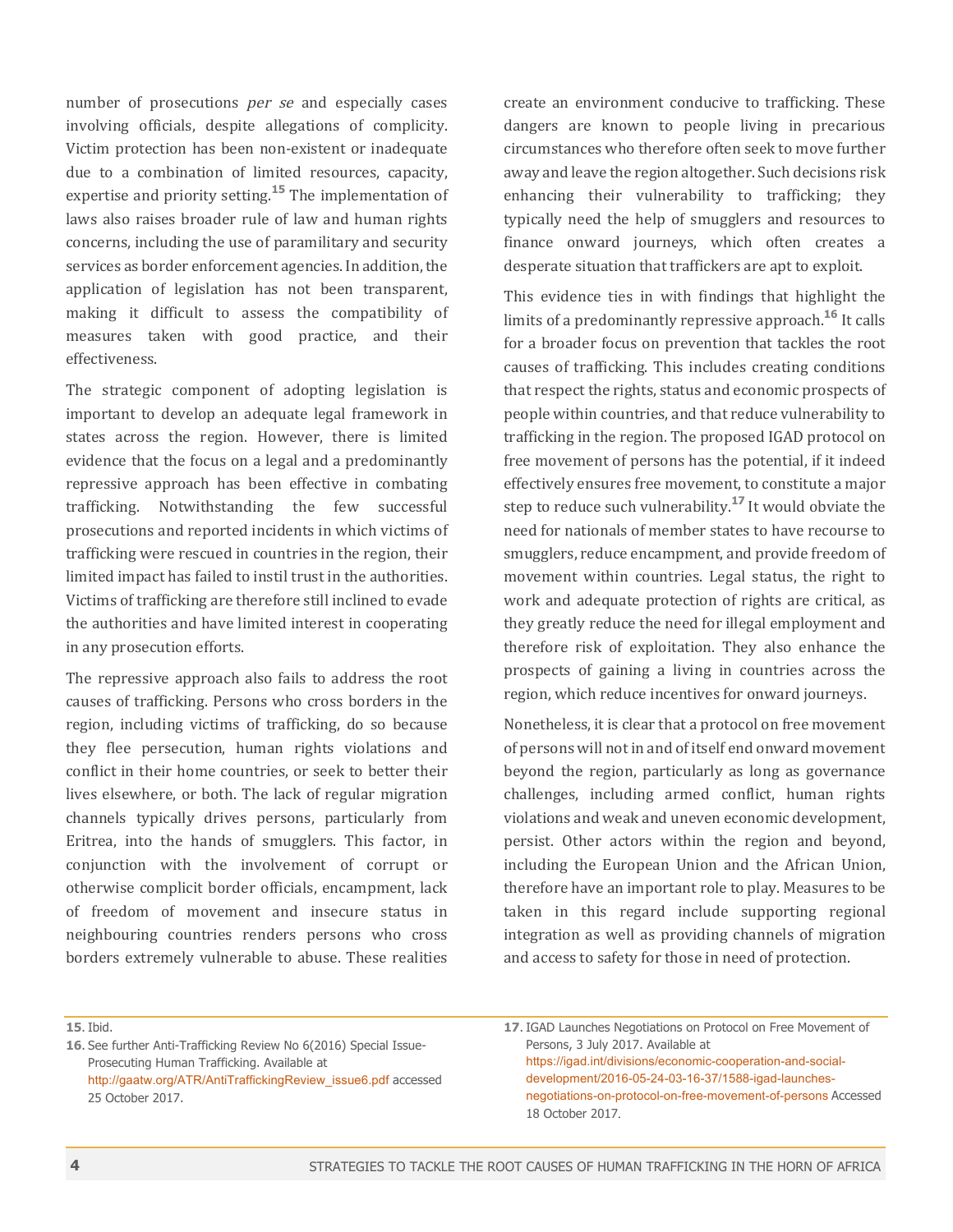number of prosecutions *per se* and especially cases involving officials, despite allegations of complicity. Victim protection has been non-existent or inadequate due to a combination of limited resources, capacity, expertise and priority setting.[15] The implementation of laws also raises broader rule of law and human rights concerns, including the use of paramilitary and security services as border enforcement agencies. In addition, the application of legislation has not been transparent, making it difficult to assess the compatibility of measures taken with good practice, and their effectiveness.

The strategic component of adopting legislation is important to develop an adequate legal framework in states across the region. However, there is limited evidence that the focus on a legal and a predominantly repressive approach has been effective in combating trafficking. Notwithstanding the few successful prosecutions and reported incidents in which victims of trafficking were rescued in countries in the region, their limited impact has failed to instil trust in the authorities. Victims of trafficking are therefore still inclined to evade the authorities and have limited interest in cooperating in any prosecution efforts.

The repressive approach also fails to address the root causes of trafficking. Persons who cross borders in the region, including victims of trafficking, do so because they flee persecution, human rights violations and conflict in their home countries, or seek to better their lives elsewhere, or both. The lack of regular migration channels typically drives persons, particularly from Eritrea, into the hands of smugglers. This factor, in conjunction with the involvement of corrupt or otherwise complicit border officials, encampment, lack of freedom of movement and insecure status in neighbouring countries renders persons who cross borders extremely vulnerable to abuse. These realities create an environment conducive to trafficking. These dangers are known to people living in precarious circumstances who therefore often seek to move further away and leave the region altogether. Such decisions risk enhancing their vulnerability to trafficking; they typically need the help of smugglers and resources to finance onward journeys, which often creates a desperate situation that traffickers are apt to exploit.

This evidence ties in with findings that highlight the limits of a predominantly repressive approach.[16] It calls for a broader focus on prevention that tackles the root causes of trafficking. This includes creating conditions that respect the rights, status and economic prospects of people within countries, and that reduce vulnerability to trafficking in the region. The proposed IGAD protocol on free movement of persons has the potential, if it indeed effectively ensures free movement, to constitute a major step to reduce such vulnerability.[17] It would obviate the need for nationals of member states to have recourse to smugglers, reduce encampment, and provide freedom of movement within countries. Legal status, the right to work and adequate protection of rights are critical, as they greatly reduce the need for illegal employment and therefore risk of exploitation. They also enhance the prospects of gaining a living in countries across the region, which reduce incentives for onward journeys.

Nonetheless, it is clear that a protocol on free movement of persons will not in and of itself end onward movement beyond the region, particularly as long as governance challenges, including armed conflict, human rights violations and weak and uneven economic development, persist. Other actors within the region and beyond, including the European Union and the African Union, therefore have an important role to play. Measures to be taken in this regard include supporting regional integration as well as providing channels of migration and access to safety for those in need of protection.

---

**15.** Ibid.

**16.** See further Anti-Trafficking Review No 6(2016) Special Issue- Prosecuting Human Trafficking. Available at http://gaatw.org/ATR/AntiTraffickingReview_issue6.pdf accessed 25 October 2017.

**17.** IGAD Launches Negotiations on Protocol on Free Movement of Persons, 3 July 2017. Available at https://igad.int/divisions/economic-cooperation-and-social-development/2016-05-24-03-16-37/1588-igad-launches-negotiations-on-protocol-on-free-movement-of-persons Accessed 18 October 2017.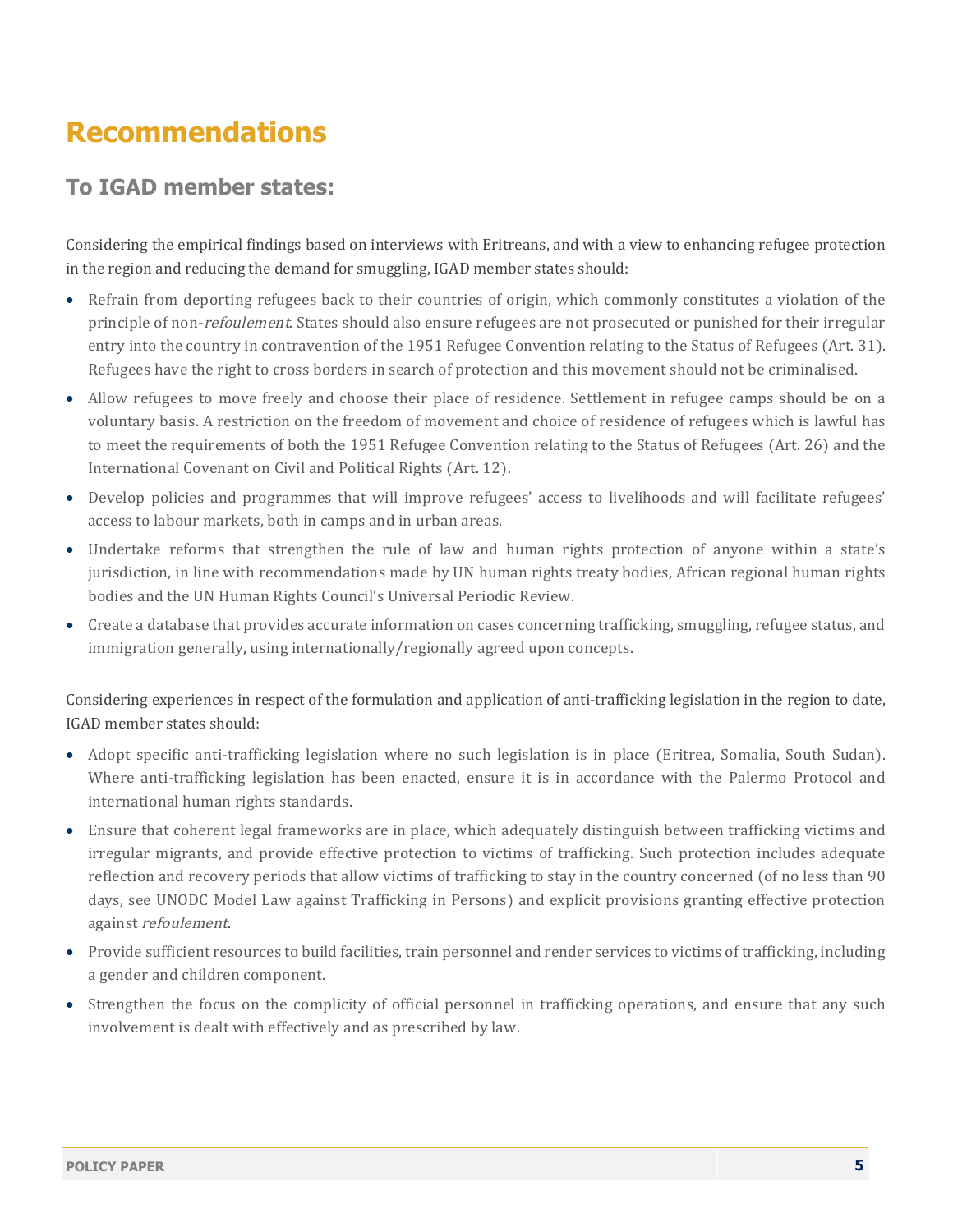# Recommendations

## To IGAD member states:

Considering the empirical findings based on interviews with Eritreans, and with a view to enhancing refugee protection in the region and reducing the demand for smuggling, IGAD member states should:

- Refrain from deporting refugees back to their countries of origin, which commonly constitutes a violation of the principle of non-*refoulement*. States should also ensure refugees are not prosecuted or punished for their irregular entry into the country in contravention of the 1951 Refugee Convention relating to the Status of Refugees (Art. 31). Refugees have the right to cross borders in search of protection and this movement should not be criminalised.
- Allow refugees to move freely and choose their place of residence. Settlement in refugee camps should be on a voluntary basis. A restriction on the freedom of movement and choice of residence of refugees which is lawful has to meet the requirements of both the 1951 Refugee Convention relating to the Status of Refugees (Art. 26) and the International Covenant on Civil and Political Rights (Art. 12).
- Develop policies and programmes that will improve refugees' access to livelihoods and will facilitate refugees' access to labour markets, both in camps and in urban areas.
- Undertake reforms that strengthen the rule of law and human rights protection of anyone within a state's jurisdiction, in line with recommendations made by UN human rights treaty bodies, African regional human rights bodies and the UN Human Rights Council's Universal Periodic Review.
- Create a database that provides accurate information on cases concerning trafficking, smuggling, refugee status, and immigration generally, using internationally/regionally agreed upon concepts.

Considering experiences in respect of the formulation and application of anti-trafficking legislation in the region to date, IGAD member states should:

- Adopt specific anti-trafficking legislation where no such legislation is in place (Eritrea, Somalia, South Sudan). Where anti-trafficking legislation has been enacted, ensure it is in accordance with the Palermo Protocol and international human rights standards.
- Ensure that coherent legal frameworks are in place, which adequately distinguish between trafficking victims and irregular migrants, and provide effective protection to victims of trafficking. Such protection includes adequate reflection and recovery periods that allow victims of trafficking to stay in the country concerned (of no less than 90 days, see UNODC Model Law against Trafficking in Persons) and explicit provisions granting effective protection against *refoulement*.
- Provide sufficient resources to build facilities, train personnel and render services to victims of trafficking, including a gender and children component.
- Strengthen the focus on the complicity of official personnel in trafficking operations, and ensure that any such involvement is dealt with effectively and as prescribed by law.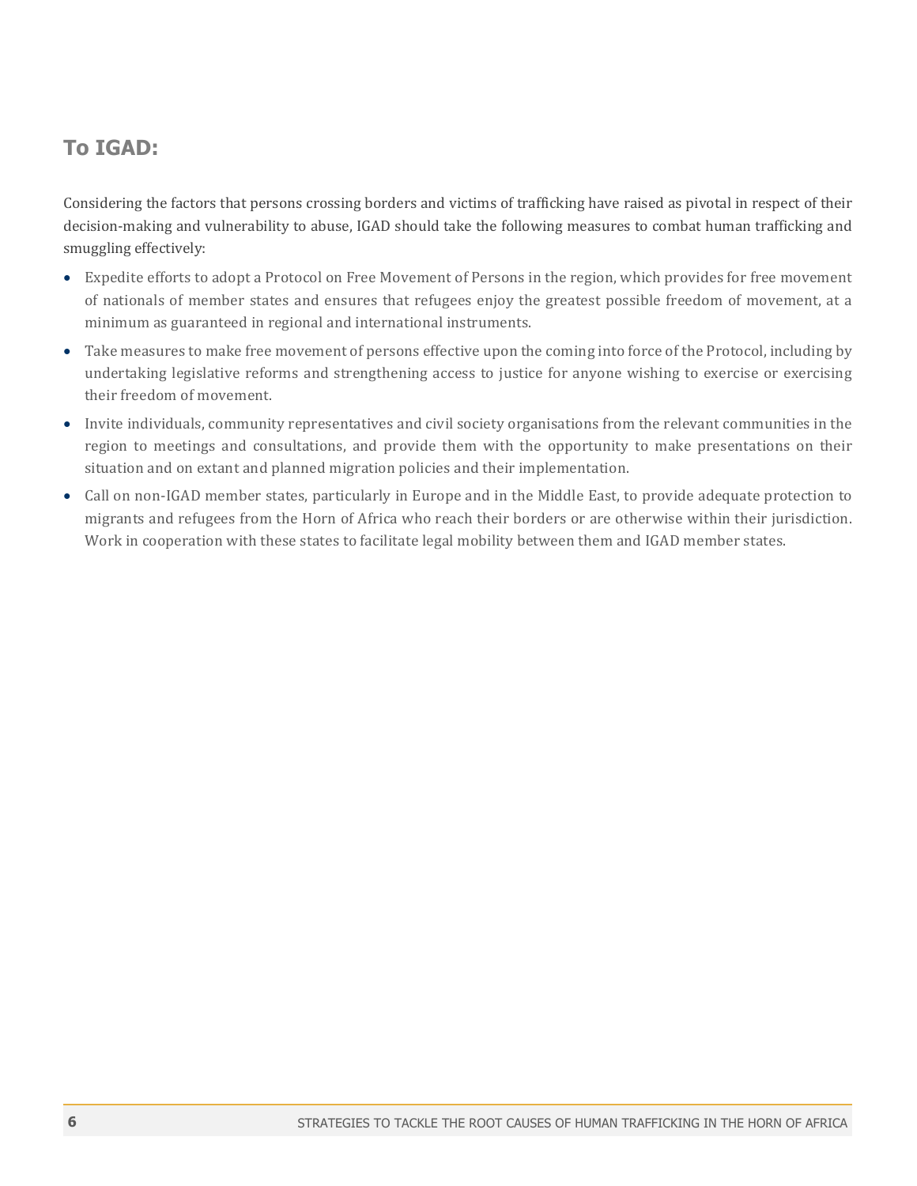## To IGAD:

Considering the factors that persons crossing borders and victims of trafficking have raised as pivotal in respect of their decision-making and vulnerability to abuse, IGAD should take the following measures to combat human trafficking and smuggling effectively:

- Expedite efforts to adopt a Protocol on Free Movement of Persons in the region, which provides for free movement of nationals of member states and ensures that refugees enjoy the greatest possible freedom of movement, at a minimum as guaranteed in regional and international instruments.
- Take measures to make free movement of persons effective upon the coming into force of the Protocol, including by undertaking legislative reforms and strengthening access to justice for anyone wishing to exercise or exercising their freedom of movement.
- Invite individuals, community representatives and civil society organisations from the relevant communities in the region to meetings and consultations, and provide them with the opportunity to make presentations on their situation and on extant and planned migration policies and their implementation.
- Call on non-IGAD member states, particularly in Europe and in the Middle East, to provide adequate protection to migrants and refugees from the Horn of Africa who reach their borders or are otherwise within their jurisdiction. Work in cooperation with these states to facilitate legal mobility between them and IGAD member states.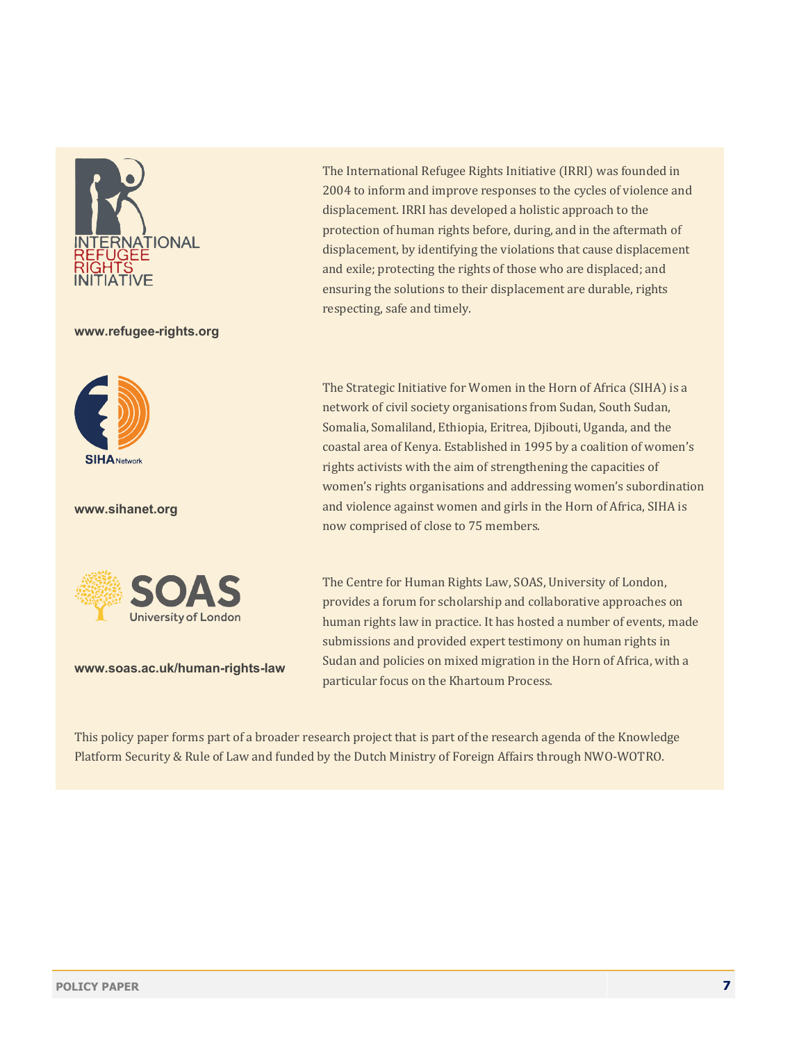INTERNATIONAL REFUGEE RIGHTS INITIATIVE

www.refugee-rights.org

The International Refugee Rights Initiative (IRRI) was founded in 2004 to inform and improve responses to the cycles of violence and displacement. IRRI has developed a holistic approach to the protection of human rights before, during, and in the aftermath of displacement, by identifying the violations that cause displacement and exile; protecting the rights of those who are displaced; and ensuring the solutions to their displacement are durable, rights respecting, safe and timely.

SIHA Network

www.sihanet.org

The Strategic Initiative for Women in the Horn of Africa (SIHA) is a network of civil society organisations from Sudan, South Sudan, Somalia, Somaliland, Ethiopia, Eritrea, Djibouti, Uganda, and the coastal area of Kenya. Established in 1995 by a coalition of women's rights activists with the aim of strengthening the capacities of women's rights organisations and addressing women's subordination and violence against women and girls in the Horn of Africa, SIHA is now comprised of close to 75 members.

SOAS University of London

www.soas.ac.uk/human-rights-law

The Centre for Human Rights Law, SOAS, University of London, provides a forum for scholarship and collaborative approaches on human rights law in practice. It has hosted a number of events, made submissions and provided expert testimony on human rights in Sudan and policies on mixed migration in the Horn of Africa, with a particular focus on the Khartoum Process.

This policy paper forms part of a broader research project that is part of the research agenda of the Knowledge Platform Security & Rule of Law and funded by the Dutch Ministry of Foreign Affairs through NWO-WOTRO.